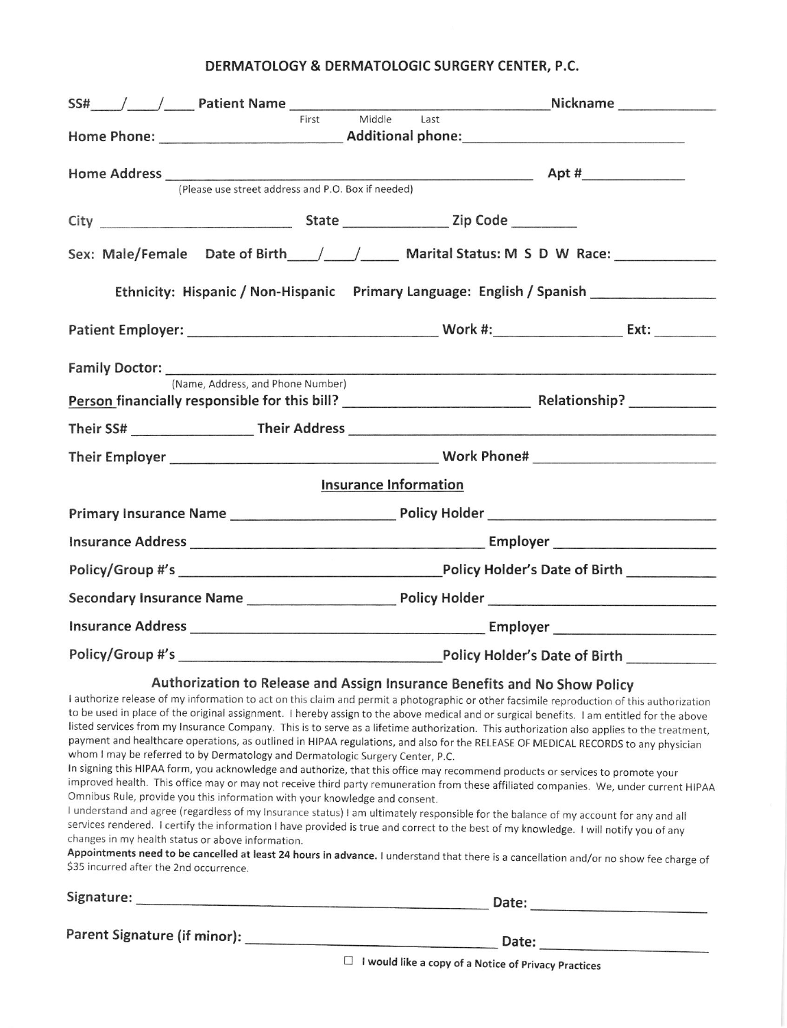# DERMATOLOGY & DERMATOLOGIC SURGERY CENTER, P.C.

**SS#** \_\_\_\_/\_\_\_\_/\_\_\_\_ **Patient Name** \_\_\_\_\_\_\_\_\_\_\_\_\_\_\_\_\_\_\_\_\_\_\_\_\_\_\_\_\_\_\_\_ **Nickname** \_\_\_\_\_\_\_\_\_\_\_\_
First Middle Last

**Home Phone:** \_\_\_\_\_\_\_\_\_\_\_\_\_\_\_\_\_\_\_\_\_\_\_\_ **Additional phone:** \_\_\_\_\_\_\_\_\_\_\_\_\_\_\_\_\_\_\_\_\_\_\_\_\_\_\_\_

**Home Address** \_\_\_\_\_\_\_\_\_\_\_\_\_\_\_\_\_\_\_\_\_\_\_\_\_\_\_\_\_\_\_\_\_\_\_\_\_\_\_\_\_\_\_\_\_\_\_\_ **Apt #** \_\_\_\_\_\_\_\_\_\_\_\_
(Please use street address and P.O. Box if needed)

**City** \_\_\_\_\_\_\_\_\_\_\_\_\_\_\_\_\_\_\_\_\_\_\_\_\_\_ **State** \_\_\_\_\_\_\_\_\_\_\_\_\_\_ **Zip Code** \_\_\_\_\_\_\_\_\_

**Sex: Male/Female Date of Birth** \_\_\_\_/\_\_\_\_/\_\_\_\_\_ **Marital Status: M S D W Race:** \_\_\_\_\_\_\_\_\_\_\_\_\_

**Ethnicity: Hispanic / Non-Hispanic Primary Language: English / Spanish** \_\_\_\_\_\_\_\_\_\_\_\_\_\_\_\_

**Patient Employer:** \_\_\_\_\_\_\_\_\_\_\_\_\_\_\_\_\_\_\_\_\_\_\_\_\_\_\_\_\_\_\_\_\_\_ **Work #:** \_\_\_\_\_\_\_\_\_\_\_\_\_\_\_\_\_ **Ext:** \_\_\_\_\_\_\_\_

**Family Doctor:** \_\_\_\_\_\_\_\_\_\_\_\_\_\_\_\_\_\_\_\_\_\_\_\_\_\_\_\_\_\_\_\_\_\_\_\_\_\_\_\_\_\_\_\_\_\_\_\_\_\_\_\_\_\_\_\_\_\_\_\_\_\_\_\_\_\_
(Name, Address, and Phone Number)

**Person financially responsible for this bill?** \_\_\_\_\_\_\_\_\_\_\_\_\_\_\_\_\_\_\_\_\_\_\_\_\_\_ **Relationship?** \_\_\_\_\_\_\_\_\_\_\_

**Their SS#** \_\_\_\_\_\_\_\_\_\_\_\_\_\_\_\_\_ **Their Address** \_\_\_\_\_\_\_\_\_\_\_\_\_\_\_\_\_\_\_\_\_\_\_\_\_\_\_\_\_\_\_\_\_\_\_\_\_\_\_\_\_\_\_\_\_\_\_\_\_

**Their Employer** \_\_\_\_\_\_\_\_\_\_\_\_\_\_\_\_\_\_\_\_\_\_\_\_\_\_\_\_\_\_\_\_\_\_\_\_\_\_\_ **Work Phone#** \_\_\_\_\_\_\_\_\_\_\_\_\_\_\_\_\_\_\_\_\_\_\_\_

## Insurance Information

**Primary Insurance Name** \_\_\_\_\_\_\_\_\_\_\_\_\_\_\_\_\_\_\_\_\_\_ **Policy Holder** \_\_\_\_\_\_\_\_\_\_\_\_\_\_\_\_\_\_\_\_\_\_\_\_\_\_\_\_\_\_

**Insurance Address** \_\_\_\_\_\_\_\_\_\_\_\_\_\_\_\_\_\_\_\_\_\_\_\_\_\_\_\_\_\_\_\_\_\_\_\_\_\_\_\_\_\_\_\_ **Employer** \_\_\_\_\_\_\_\_\_\_\_\_\_\_\_\_\_\_\_\_\_\_

**Policy/Group #'s** \_\_\_\_\_\_\_\_\_\_\_\_\_\_\_\_\_\_\_\_\_\_\_\_\_\_\_\_\_\_\_\_\_\_\_\_\_\_ **Policy Holder's Date of Birth** \_\_\_\_\_\_\_\_\_\_\_\_

**Secondary Insurance Name** \_\_\_\_\_\_\_\_\_\_\_\_\_\_\_\_\_\_\_\_ **Policy Holder** \_\_\_\_\_\_\_\_\_\_\_\_\_\_\_\_\_\_\_\_\_\_\_\_\_\_\_\_\_\_

**Insurance Address** \_\_\_\_\_\_\_\_\_\_\_\_\_\_\_\_\_\_\_\_\_\_\_\_\_\_\_\_\_\_\_\_\_\_\_\_\_\_\_\_\_\_\_\_ **Employer** \_\_\_\_\_\_\_\_\_\_\_\_\_\_\_\_\_\_\_\_\_\_

**Policy/Group #'s** \_\_\_\_\_\_\_\_\_\_\_\_\_\_\_\_\_\_\_\_\_\_\_\_\_\_\_\_\_\_\_\_\_\_\_\_\_\_ **Policy Holder's Date of Birth** \_\_\_\_\_\_\_\_\_\_\_\_

## Authorization to Release and Assign Insurance Benefits and No Show Policy

I authorize release of my information to act on this claim and permit a photographic or other facsimile reproduction of this authorization to be used in place of the original assignment. I hereby assign to the above medical and or surgical benefits. I am entitled for the above listed services from my Insurance Company. This is to serve as a lifetime authorization. This authorization also applies to the treatment, payment and healthcare operations, as outlined in HIPAA regulations, and also for the RELEASE OF MEDICAL RECORDS to any physician whom I may be referred to by Dermatology and Dermatologic Surgery Center, P.C.

In signing this HIPAA form, you acknowledge and authorize, that this office may recommend products or services to promote your improved health. This office may or may not receive third party remuneration from these affiliated companies. We, under current HIPAA Omnibus Rule, provide you this information with your knowledge and consent.

I understand and agree (regardless of my Insurance status) I am ultimately responsible for the balance of my account for any and all services rendered. I certify the information I have provided is true and correct to the best of my knowledge. I will notify you of any changes in my health status or above information.

**Appointments need to be cancelled at least 24 hours in advance.** I understand that there is a cancellation and/or no show fee charge of $35 incurred after the 2nd occurrence.

**Signature:** \_\_\_\_\_\_\_\_\_\_\_\_\_\_\_\_\_\_\_\_\_\_\_\_\_\_\_\_\_\_\_\_\_\_\_\_\_\_\_\_\_\_\_\_\_\_\_\_\_\_\_\_\_\_\_ **Date:** \_\_\_\_\_\_\_\_\_\_\_\_\_\_\_\_\_\_\_\_\_\_\_

**Parent Signature (if minor):** \_\_\_\_\_\_\_\_\_\_\_\_\_\_\_\_\_\_\_\_\_\_\_\_\_\_\_\_\_\_\_\_\_\_\_\_\_ **Date:** \_\_\_\_\_\_\_\_\_\_\_\_\_\_\_\_\_\_\_\_\_\_\_

☐ **I would like a copy of a Notice of Privacy Practices**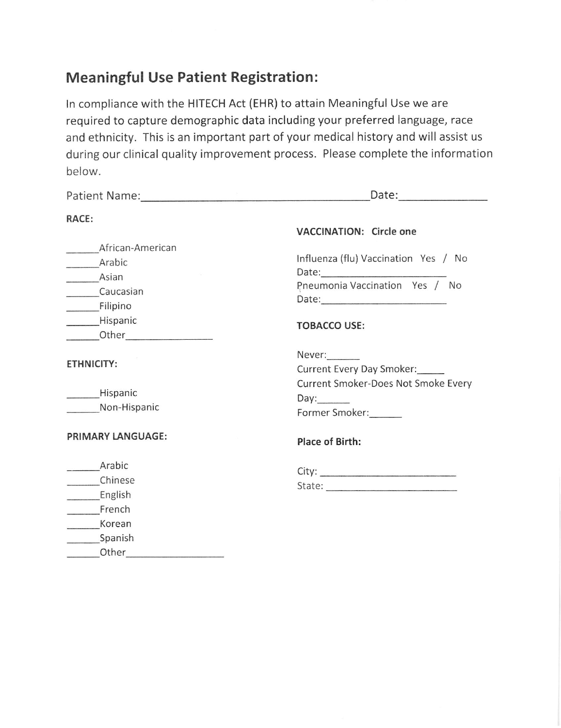## Meaningful Use Patient Registration:

In compliance with the HITECH Act (EHR) to attain Meaningful Use we are required to capture demographic data including your preferred language, race and ethnicity. This is an important part of your medical history and will assist us during our clinical quality improvement process. Please complete the information below.

Patient Name:_________________________________________ Date:_______________

**RACE:**

______African-American
______Arabic
______Asian
______Caucasian
______Filipino
______Hispanic
______Other_________________

**ETHNICITY:**

______Hispanic
______Non-Hispanic

**PRIMARY LANGUAGE:**

______Arabic
______Chinese
______English
______French
______Korean
______Spanish
______Other___________________

**VACCINATION: Circle one**

Influenza (flu) Vaccination Yes / No
Date:_________________________
Pneumonia Vaccination Yes / No
Date:_________________________

**TOBACCO USE:**

Never:______
Current Every Day Smoker:_____
Current Smoker-Does Not Smoke Every Day:______
Former Smoker:______

**Place of Birth:**

City: ___________________________
State: __________________________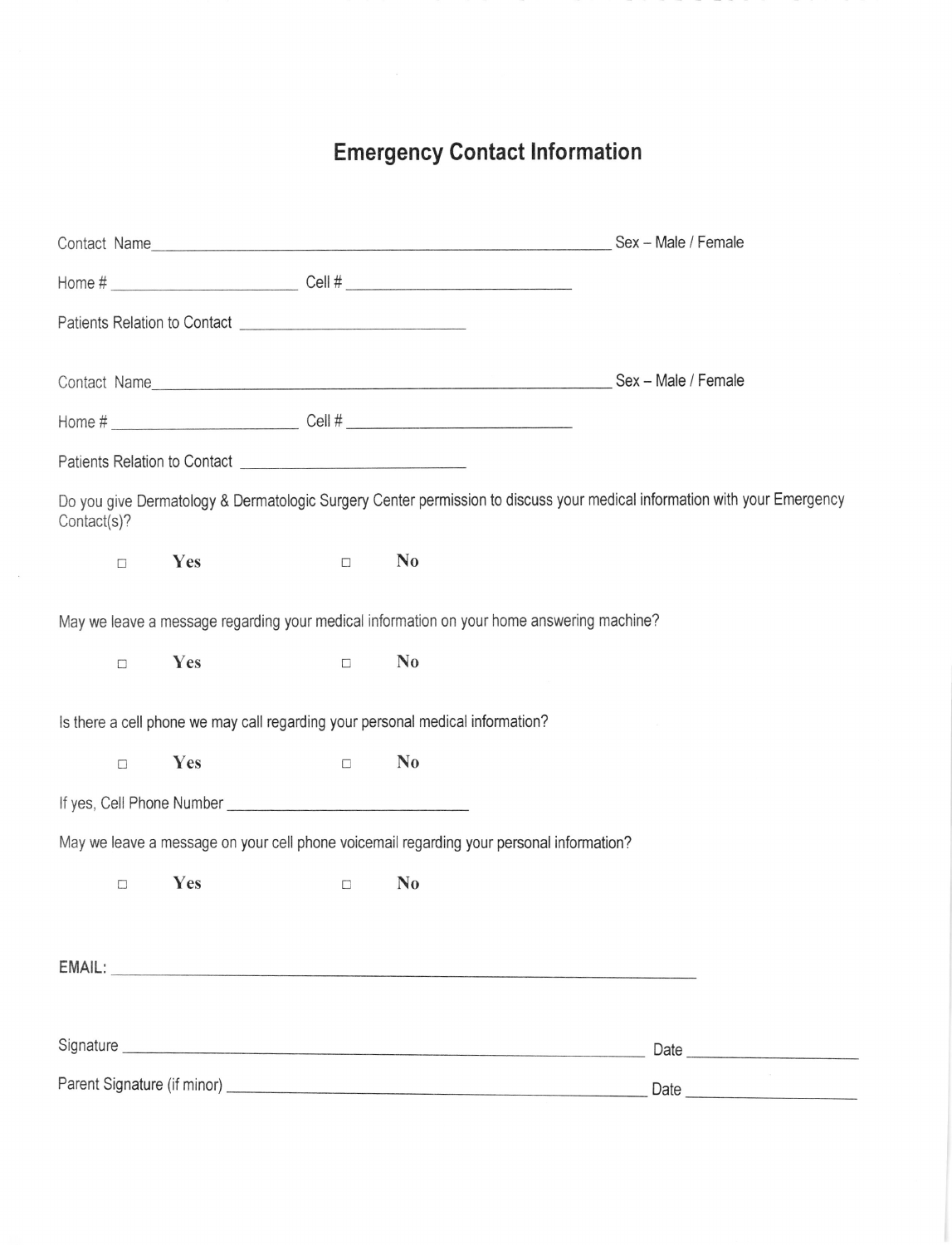# Emergency Contact Information

Contact Name_______________________________________________ Sex – Male / Female

Home # ____________________ Cell # ________________________

Patients Relation to Contact ________________________

Contact Name_______________________________________________ Sex – Male / Female

Home # ____________________ Cell # ________________________

Patients Relation to Contact ________________________

Do you give Dermatology & Dermatologic Surgery Center permission to discuss your medical information with your Emergency Contact(s)?

□ **Yes** □ **No**

May we leave a message regarding your medical information on your home answering machine?

□ **Yes** □ **No**

Is there a cell phone we may call regarding your personal medical information?

□ **Yes** □ **No**

If yes, Cell Phone Number ___________________________

May we leave a message on your cell phone voicemail regarding your personal information?

□ **Yes** □ **No**

**EMAIL:** ________________________________________________________________

Signature ___________________________________________________________ Date __________________

Parent Signature (if minor) ___________________________________________ Date __________________